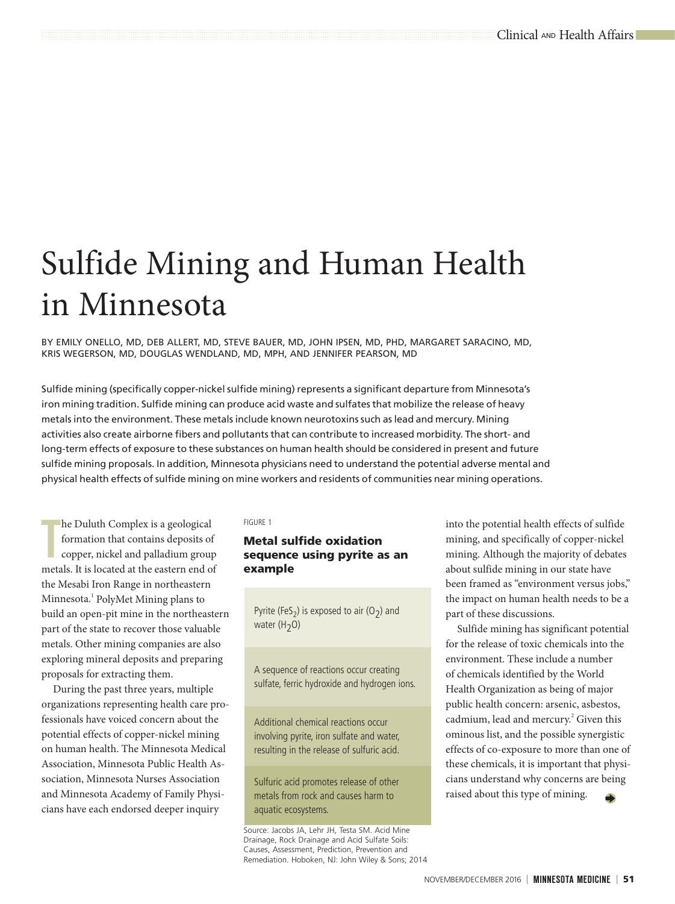# Sulfide Mining and Human Health in Minnesota

BY EMILY ONELLO, MD, DEB ALLERT, MD, STEVE BAUER, MD, JOHN IPSEN, MD, PHD, MARGARET SARACINO, MD, KRIS WEGERSON, MD, DOUGLAS WENDLAND, MD, MPH, AND JENNIFER PEARSON, MD

Sulfide mining (specifically copper-nickel sulfide mining) represents a significant departure from Minnesota's iron mining tradition. Sulfide mining can produce acid waste and sulfates that mobilize the release of heavy metals into the environment. These metals include known neurotoxins such as lead and mercury. Mining activities also create airborne fibers and pollutants that can contribute to increased morbidity. The short- and long-term effects of exposure to these substances on human health should be considered in present and future sulfide mining proposals. In addition, Minnesota physicians need to understand the potential adverse mental and physical health effects of sulfide mining on mine workers and residents of communities near mining operations.

The Duluth Complex is a geological formation that contains deposits of copper, nickel and palladium group metals. It is located at the eastern end of the Mesabi Iron Range in northeastern Minnesota.[1] PolyMet Mining plans to build an open-pit mine in the northeastern part of the state to recover those valuable metals. Other mining companies are also exploring mineral deposits and preparing proposals for extracting them.

During the past three years, multiple organizations representing health care professionals have voiced concern about the potential effects of copper-nickel mining on human health. The Minnesota Medical Association, Minnesota Public Health Association, Minnesota Nurses Association and Minnesota Academy of Family Physicians have each endorsed deeper inquiry into the potential health effects of sulfide mining, and specifically of copper-nickel mining. Although the majority of debates about sulfide mining in our state have been framed as "environment versus jobs," the impact on human health needs to be a part of these discussions.

Sulfide mining has significant potential for the release of toxic chemicals into the environment. These include a number of chemicals identified by the World Health Organization as being of major public health concern: arsenic, asbestos, cadmium, lead and mercury.[2] Given this ominous list, and the possible synergistic effects of co-exposure to more than one of these chemicals, it is important that physicians understand why concerns are being raised about this type of mining.

FIGURE 1

**Metal sulfide oxidation sequence using pyrite as an example**

Pyrite ($FeS_2$) is exposed to air ($O_2$) and water ($H_2O$)

A sequence of reactions occur creating sulfate, ferric hydroxide and hydrogen ions.

Additional chemical reactions occur involving pyrite, iron sulfate and water, resulting in the release of sulfuric acid.

Sulfuric acid promotes release of other metals from rock and causes harm to aquatic ecosystems.

Source: Jacobs JA, Lehr JH, Testa SM. Acid Mine Drainage, Rock Drainage and Acid Sulfate Soils: Causes, Assessment, Prediction, Prevention and Remediation. Hoboken, NJ: John Wiley & Sons; 2014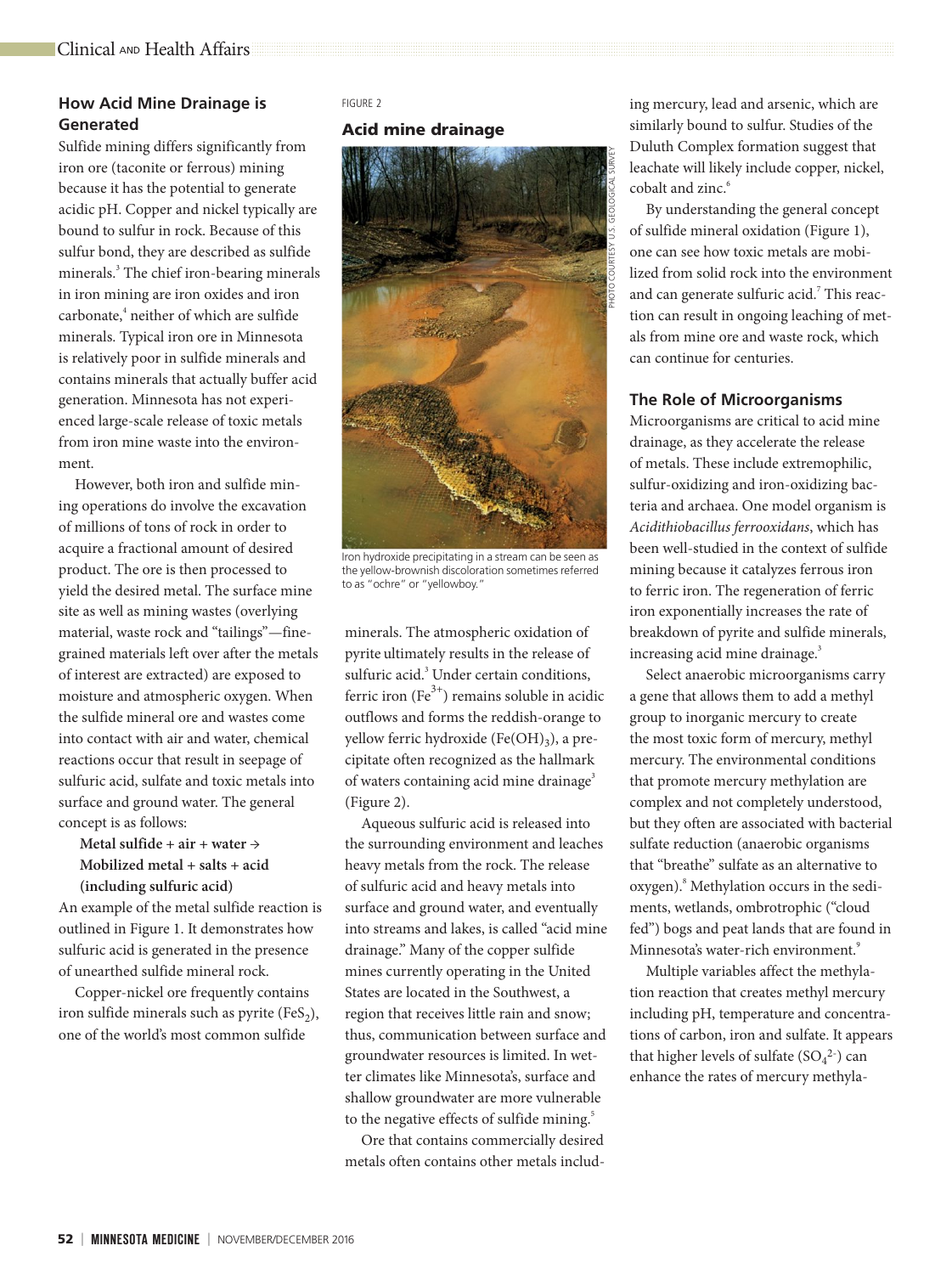## How Acid Mine Drainage is Generated

Sulfide mining differs significantly from iron ore (taconite or ferrous) mining because it has the potential to generate acidic pH. Copper and nickel typically are bound to sulfur in rock. Because of this sulfur bond, they are described as sulfide minerals.[3] The chief iron-bearing minerals in iron mining are iron oxides and iron carbonate,[4] neither of which are sulfide minerals. Typical iron ore in Minnesota is relatively poor in sulfide minerals and contains minerals that actually buffer acid generation. Minnesota has not experienced large-scale release of toxic metals from iron mine waste into the environment.

However, both iron and sulfide mining operations do involve the excavation of millions of tons of rock in order to acquire a fractional amount of desired product. The ore is then processed to yield the desired metal. The surface mine site as well as mining wastes (overlying material, waste rock and "tailings"—fine-grained materials left over after the metals of interest are extracted) are exposed to moisture and atmospheric oxygen. When the sulfide mineral ore and wastes come into contact with air and water, chemical reactions occur that result in seepage of sulfuric acid, sulfate and toxic metals into surface and ground water. The general concept is as follows:

**Metal sulfide + air + water → Mobilized metal + salts + acid (including sulfuric acid)**

An example of the metal sulfide reaction is outlined in Figure 1. It demonstrates how sulfuric acid is generated in the presence of unearthed sulfide mineral rock.

Copper-nickel ore frequently contains iron sulfide minerals such as pyrite ($FeS_2$), one of the world's most common sulfide minerals. The atmospheric oxidation of pyrite ultimately results in the release of sulfuric acid.[3] Under certain conditions, ferric iron ($Fe^{3+}$) remains soluble in acidic outflows and forms the reddish-orange to yellow ferric hydroxide ($Fe(OH)_3$), a precipitate often recognized as the hallmark of waters containing acid mine drainage[3] (Figure 2).

FIGURE 2

### Acid mine drainage

PHOTO COURTESY U.S. GEOLOGICAL SURVEY

Iron hydroxide precipitating in a stream can be seen as the yellow-brownish discoloration sometimes referred to as "ochre" or "yellowboy."

Aqueous sulfuric acid is released into the surrounding environment and leaches heavy metals from the rock. The release of sulfuric acid and heavy metals into surface and ground water, and eventually into streams and lakes, is called "acid mine drainage." Many of the copper sulfide mines currently operating in the United States are located in the Southwest, a region that receives little rain and snow; thus, communication between surface and groundwater resources is limited. In wetter climates like Minnesota's, surface and shallow groundwater are more vulnerable to the negative effects of sulfide mining.[5]

Ore that contains commercially desired metals often contains other metals including mercury, lead and arsenic, which are similarly bound to sulfur. Studies of the Duluth Complex formation suggest that leachate will likely include copper, nickel, cobalt and zinc.[6]

By understanding the general concept of sulfide mineral oxidation (Figure 1), one can see how toxic metals are mobilized from solid rock into the environment and can generate sulfuric acid.[7] This reaction can result in ongoing leaching of metals from mine ore and waste rock, which can continue for centuries.

## The Role of Microorganisms

Microorganisms are critical to acid mine drainage, as they accelerate the release of metals. These include extremophilic, sulfur-oxidizing and iron-oxidizing bacteria and archaea. One model organism is *Acidithiobacillus ferrooxidans*, which has been well-studied in the context of sulfide mining because it catalyzes ferrous iron to ferric iron. The regeneration of ferric iron exponentially increases the rate of breakdown of pyrite and sulfide minerals, increasing acid mine drainage.[3]

Select anaerobic microorganisms carry a gene that allows them to add a methyl group to inorganic mercury to create the most toxic form of mercury, methyl mercury. The environmental conditions that promote mercury methylation are complex and not completely understood, but they often are associated with bacterial sulfate reduction (anaerobic organisms that "breathe" sulfate as an alternative to oxygen).[8] Methylation occurs in the sediments, wetlands, ombrotrophic ("cloud fed") bogs and peat lands that are found in Minnesota's water-rich environment.[9]

Multiple variables affect the methylation reaction that creates methyl mercury including pH, temperature and concentrations of carbon, iron and sulfate. It appears that higher levels of sulfate ($SO_4^{2-}$) can enhance the rates of mercury methyla-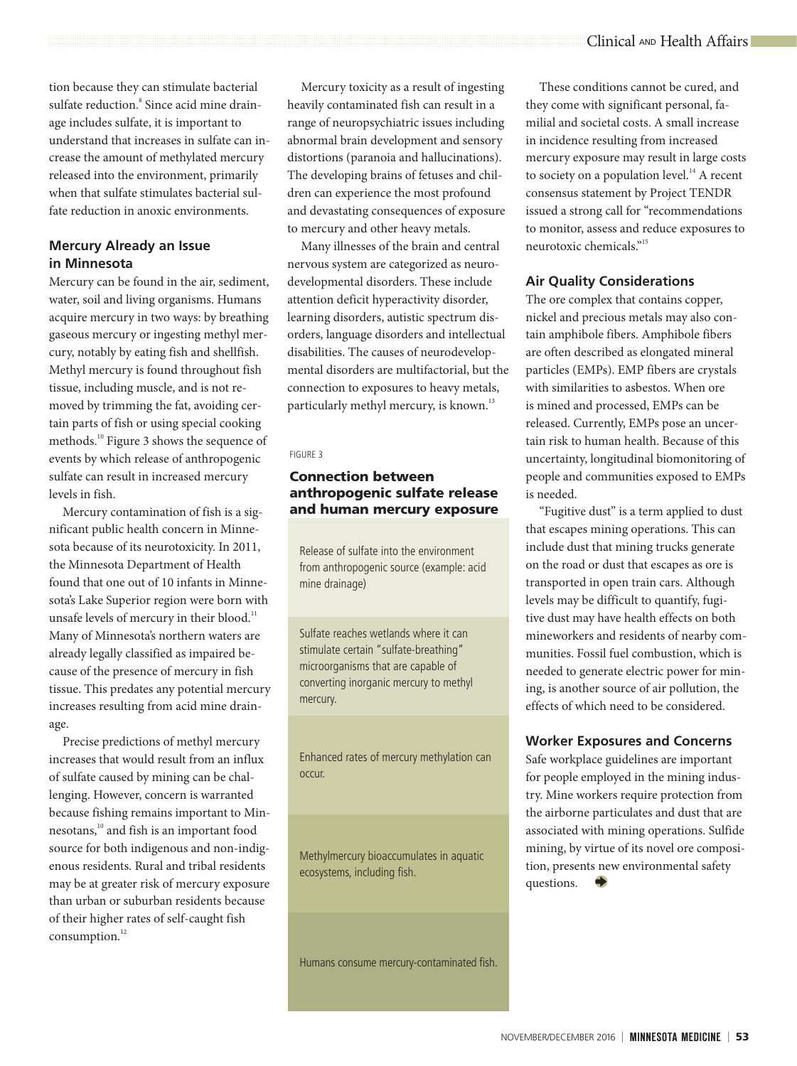tion because they can stimulate bacterial sulfate reduction.[8] Since acid mine drainage includes sulfate, it is important to understand that increases in sulfate can increase the amount of methylated mercury released into the environment, primarily when that sulfate stimulates bacterial sulfate reduction in anoxic environments.

### Mercury Already an Issue in Minnesota

Mercury can be found in the air, sediment, water, soil and living organisms. Humans acquire mercury in two ways: by breathing gaseous mercury or ingesting methyl mercury, notably by eating fish and shellfish. Methyl mercury is found throughout fish tissue, including muscle, and is not removed by trimming the fat, avoiding certain parts of fish or using special cooking methods.[10] Figure 3 shows the sequence of events by which release of anthropogenic sulfate can result in increased mercury levels in fish.

Mercury contamination of fish is a significant public health concern in Minnesota because of its neurotoxicity. In 2011, the Minnesota Department of Health found that one out of 10 infants in Minnesota's Lake Superior region were born with unsafe levels of mercury in their blood.[11] Many of Minnesota's northern waters are already legally classified as impaired because of the presence of mercury in fish tissue. This predates any potential mercury increases resulting from acid mine drainage.

Precise predictions of methyl mercury increases that would result from an influx of sulfate caused by mining can be challenging. However, concern is warranted because fishing remains important to Minnesotans,[10] and fish is an important food source for both indigenous and non-indigenous residents. Rural and tribal residents may be at greater risk of mercury exposure than urban or suburban residents because of their higher rates of self-caught fish consumption.[12]

Mercury toxicity as a result of ingesting heavily contaminated fish can result in a range of neuropsychiatric issues including abnormal brain development and sensory distortions (paranoia and hallucinations). The developing brains of fetuses and children can experience the most profound and devastating consequences of exposure to mercury and other heavy metals.

Many illnesses of the brain and central nervous system are categorized as neurodevelopmental disorders. These include attention deficit hyperactivity disorder, learning disorders, autistic spectrum disorders, language disorders and intellectual disabilities. The causes of neurodevelopmental disorders are multifactorial, but the connection to exposures to heavy metals, particularly methyl mercury, is known.[13]

FIGURE 3

**Connection between anthropogenic sulfate release and human mercury exposure**

- Release of sulfate into the environment from anthropogenic source (example: acid mine drainage)
- Sulfate reaches wetlands where it can stimulate certain "sulfate-breathing" microorganisms that are capable of converting inorganic mercury to methyl mercury.
- Enhanced rates of mercury methylation can occur.
- Methylmercury bioaccumulates in aquatic ecosystems, including fish.
- Humans consume mercury-contaminated fish.

These conditions cannot be cured, and they come with significant personal, familial and societal costs. A small increase in incidence resulting from increased mercury exposure may result in large costs to society on a population level.[14] A recent consensus statement by Project TENDR issued a strong call for "recommendations to monitor, assess and reduce exposures to neurotoxic chemicals."[15]

### Air Quality Considerations

The ore complex that contains copper, nickel and precious metals may also contain amphibole fibers. Amphibole fibers are often described as elongated mineral particles (EMPs). EMP fibers are crystals with similarities to asbestos. When ore is mined and processed, EMPs can be released. Currently, EMPs pose an uncertain risk to human health. Because of this uncertainty, longitudinal biomonitoring of people and communities exposed to EMPs is needed.

"Fugitive dust" is a term applied to dust that escapes mining operations. This can include dust that mining trucks generate on the road or dust that escapes as ore is transported in open train cars. Although levels may be difficult to quantify, fugitive dust may have health effects on both mineworkers and residents of nearby communities. Fossil fuel combustion, which is needed to generate electric power for mining, is another source of air pollution, the effects of which need to be considered.

### Worker Exposures and Concerns

Safe workplace guidelines are important for people employed in the mining industry. Mine workers require protection from the airborne particulates and dust that are associated with mining operations. Sulfide mining, by virtue of its novel ore composition, presents new environmental safety questions.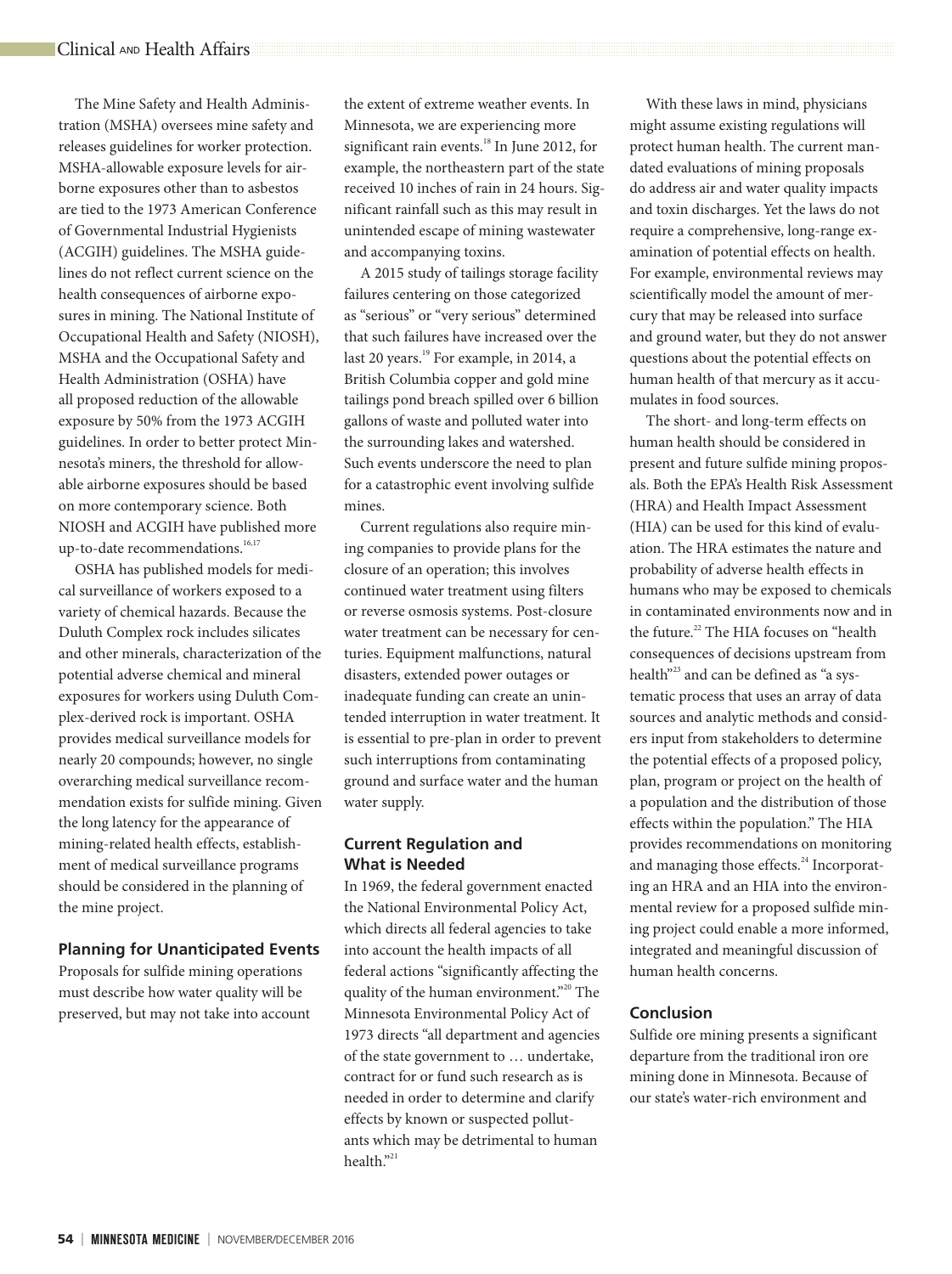The Mine Safety and Health Administration (MSHA) oversees mine safety and releases guidelines for worker protection. MSHA-allowable exposure levels for airborne exposures other than to asbestos are tied to the 1973 American Conference of Governmental Industrial Hygienists (ACGIH) guidelines. The MSHA guidelines do not reflect current science on the health consequences of airborne exposures in mining. The National Institute of Occupational Health and Safety (NIOSH), MSHA and the Occupational Safety and Health Administration (OSHA) have all proposed reduction of the allowable exposure by 50% from the 1973 ACGIH guidelines. In order to better protect Minnesota's miners, the threshold for allowable airborne exposures should be based on more contemporary science. Both NIOSH and ACGIH have published more up-to-date recommendations.[16,17]

OSHA has published models for medical surveillance of workers exposed to a variety of chemical hazards. Because the Duluth Complex rock includes silicates and other minerals, characterization of the potential adverse chemical and mineral exposures for workers using Duluth Complex-derived rock is important. OSHA provides medical surveillance models for nearly 20 compounds; however, no single overarching medical surveillance recommendation exists for sulfide mining. Given the long latency for the appearance of mining-related health effects, establishment of medical surveillance programs should be considered in the planning of the mine project.

### Planning for Unanticipated Events

Proposals for sulfide mining operations must describe how water quality will be preserved, but may not take into account the extent of extreme weather events. In Minnesota, we are experiencing more significant rain events.[18] In June 2012, for example, the northeastern part of the state received 10 inches of rain in 24 hours. Significant rainfall such as this may result in unintended escape of mining wastewater and accompanying toxins.

A 2015 study of tailings storage facility failures centering on those categorized as "serious" or "very serious" determined that such failures have increased over the last 20 years.[19] For example, in 2014, a British Columbia copper and gold mine tailings pond breach spilled over 6 billion gallons of waste and polluted water into the surrounding lakes and watershed. Such events underscore the need to plan for a catastrophic event involving sulfide mines.

Current regulations also require mining companies to provide plans for the closure of an operation; this involves continued water treatment using filters or reverse osmosis systems. Post-closure water treatment can be necessary for centuries. Equipment malfunctions, natural disasters, extended power outages or inadequate funding can create an unintended interruption in water treatment. It is essential to pre-plan in order to prevent such interruptions from contaminating ground and surface water and the human water supply.

### Current Regulation and What is Needed

In 1969, the federal government enacted the National Environmental Policy Act, which directs all federal agencies to take into account the health impacts of all federal actions "significantly affecting the quality of the human environment."[20] The Minnesota Environmental Policy Act of 1973 directs "all department and agencies of the state government to … undertake, contract for or fund such research as is needed in order to determine and clarify effects by known or suspected pollutants which may be detrimental to human health."[21]

With these laws in mind, physicians might assume existing regulations will protect human health. The current mandated evaluations of mining proposals do address air and water quality impacts and toxin discharges. Yet the laws do not require a comprehensive, long-range examination of potential effects on health. For example, environmental reviews may scientifically model the amount of mercury that may be released into surface and ground water, but they do not answer questions about the potential effects on human health of that mercury as it accumulates in food sources.

The short- and long-term effects on human health should be considered in present and future sulfide mining proposals. Both the EPA's Health Risk Assessment (HRA) and Health Impact Assessment (HIA) can be used for this kind of evaluation. The HRA estimates the nature and probability of adverse health effects in humans who may be exposed to chemicals in contaminated environments now and in the future.[22] The HIA focuses on "health consequences of decisions upstream from health"[23] and can be defined as "a systematic process that uses an array of data sources and analytic methods and considers input from stakeholders to determine the potential effects of a proposed policy, plan, program or project on the health of a population and the distribution of those effects within the population." The HIA provides recommendations on monitoring and managing those effects.[24] Incorporating an HRA and an HIA into the environmental review for a proposed sulfide mining project could enable a more informed, integrated and meaningful discussion of human health concerns.

### Conclusion

Sulfide ore mining presents a significant departure from the traditional iron ore mining done in Minnesota. Because of our state's water-rich environment and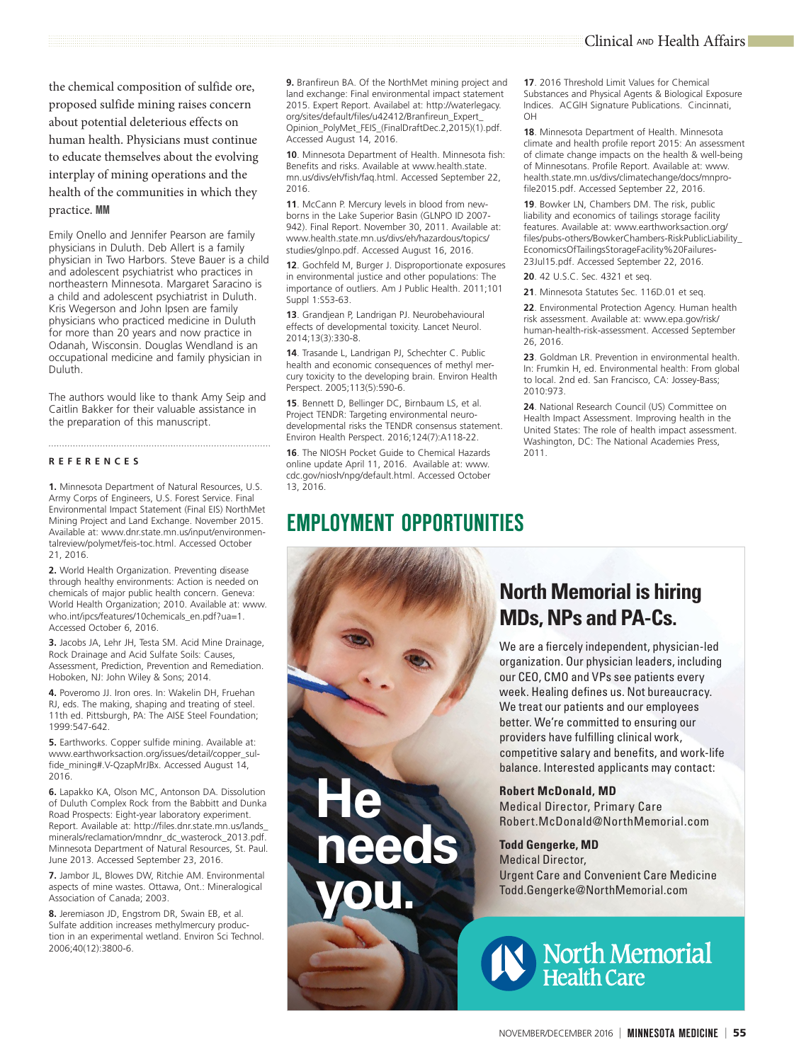the chemical composition of sulfide ore, proposed sulfide mining raises concern about potential deleterious effects on human health. Physicians must continue to educate themselves about the evolving interplay of mining operations and the health of the communities in which they practice. **MM**

Emily Onello and Jennifer Pearson are family physicians in Duluth. Deb Allert is a family physician in Two Harbors. Steve Bauer is a child and adolescent psychiatrist who practices in northeastern Minnesota. Margaret Saracino is a child and adolescent psychiatrist in Duluth. Kris Wegerson and John Ipsen are family physicians who practiced medicine in Duluth for more than 20 years and now practice in Odanah, Wisconsin. Douglas Wendland is an occupational medicine and family physician in Duluth.

The authors would like to thank Amy Seip and Caitlin Bakker for their valuable assistance in the preparation of this manuscript.

## REFERENCES

**1.** Minnesota Department of Natural Resources, U.S. Army Corps of Engineers, U.S. Forest Service. Final Environmental Impact Statement (Final EIS) NorthMet Mining Project and Land Exchange. November 2015. Available at: www.dnr.state.mn.us/input/environmentalreview/polymet/feis-toc.html. Accessed October 21, 2016.

**2.** World Health Organization. Preventing disease through healthy environments: Action is needed on chemicals of major public health concern. Geneva: World Health Organization; 2010. Available at: www.who.int/ipcs/features/10chemicals_en.pdf?ua=1. Accessed October 6, 2016.

**3.** Jacobs JA, Lehr JH, Testa SM. Acid Mine Drainage, Rock Drainage and Acid Sulfate Soils: Causes, Assessment, Prediction, Prevention and Remediation. Hoboken, NJ: John Wiley & Sons; 2014.

**4.** Poveromo JJ. Iron ores. In: Wakelin DH, Fruehan RJ, eds. The making, shaping and treating of steel. 11th ed. Pittsburgh, PA: The AISE Steel Foundation; 1999:547-642.

**5.** Earthworks. Copper sulfide mining. Available at: www.earthworksaction.org/issues/detail/copper_sulfide_mining#.V-QzapMrJBx. Accessed August 14, 2016.

**6.** Lapakko KA, Olson MC, Antonson DA. Dissolution of Duluth Complex Rock from the Babbitt and Dunka Road Prospects: Eight-year laboratory experiment. Report. Available at: http://files.dnr.state.mn.us/lands_minerals/reclamation/mndnr_dc_wasterock_2013.pdf. Minnesota Department of Natural Resources, St. Paul. June 2013. Accessed September 23, 2016.

**7.** Jambor JL, Blowes DW, Ritchie AM. Environmental aspects of mine wastes. Ottawa, Ont.: Mineralogical Association of Canada; 2003.

**8.** Jeremiason JD, Engstrom DR, Swain EB, et al. Sulfate addition increases methylmercury production in an experimental wetland. Environ Sci Technol. 2006;40(12):3800-6.

**9.** Branfireun BA. Of the NorthMet mining project and land exchange: Final environmental impact statement 2015. Expert Report. Availabel at: http://waterlegacy.org/sites/default/files/u42412/Branfireun_Expert_Opinion_PolyMet_FEIS_(FinalDraftDec.2,2015)(1).pdf. Accessed August 14, 2016.

**10.** Minnesota Department of Health. Minnesota fish: Benefits and risks. Available at www.health.state.mn.us/divs/eh/fish/faq.html. Accessed September 22, 2016.

**11.** McCann P. Mercury levels in blood from newborns in the Lake Superior Basin (GLNPO ID 2007-942). Final Report. November 30, 2011. Available at: www.health.state.mn.us/divs/eh/hazardous/topics/studies/glnpo.pdf. Accessed August 16, 2016.

**12.** Gochfeld M, Burger J. Disproportionate exposures in environmental justice and other populations: The importance of outliers. Am J Public Health. 2011;101 Suppl 1:S53-63.

**13.** Grandjean P, Landrigan PJ. Neurobehavioural effects of developmental toxicity. Lancet Neurol. 2014;13(3):330-8.

**14.** Trasande L, Landrigan PJ, Schechter C. Public health and economic consequences of methyl mercury toxicity to the developing brain. Environ Health Perspect. 2005;113(5):590-6.

**15.** Bennett D, Bellinger DC, Birnbaum LS, et al. Project TENDR: Targeting environmental neurodevelopmental risks the TENDR consensus statement. Environ Health Perspect. 2016;124(7):A118-22.

**16.** The NIOSH Pocket Guide to Chemical Hazards online update April 11, 2016. Available at: www.cdc.gov/niosh/npg/default.html. Accessed October 13, 2016.

**17.** 2016 Threshold Limit Values for Chemical Substances and Physical Agents & Biological Exposure Indices. ACGIH Signature Publications. Cincinnati, OH

**18.** Minnesota Department of Health. Minnesota climate and health profile report 2015: An assessment of climate change impacts on the health & well-being of Minnesotans. Profile Report. Available at: www.health.state.mn.us/divs/climatechange/docs/mnprofile2015.pdf. Accessed September 22, 2016.

**19.** Bowker LN, Chambers DM. The risk, public liability and economics of tailings storage facility features. Available at: www.earthworksaction.org/files/pubs-others/BowkerChambers-RiskPublicLiability_EconomicsOfTailingsStorageFacility%20Failures-23Jul15.pdf. Accessed September 22, 2016.

**20.** 42 U.S.C. Sec. 4321 et seq.

**21.** Minnesota Statutes Sec. 116D.01 et seq.

**22.** Environmental Protection Agency. Human health risk assessment. Available at: www.epa.gov/risk/human-health-risk-assessment. Accessed September 26, 2016.

**23.** Goldman LR. Prevention in environmental health. In: Frumkin H, ed. Environmental health: From global to local. 2nd ed. San Francisco, CA: Jossey-Bass; 2010:973.

**24.** National Research Council (US) Committee on Health Impact Assessment. Improving health in the United States: The role of health impact assessment. Washington, DC: The National Academies Press, 2011.

# EMPLOYMENT OPPORTUNITIES

**He needs you.**

## North Memorial is hiring MDs, NPs and PA-Cs.

We are a fiercely independent, physician-led organization. Our physician leaders, including our CEO, CMO and VPs see patients every week. Healing defines us. Not bureaucracy. We treat our patients and our employees better. We're committed to ensuring our providers have fulfilling clinical work, competitive salary and benefits, and work-life balance. Interested applicants may contact:

**Robert McDonald, MD**
Medical Director, Primary Care
Robert.McDonald@NorthMemorial.com

**Todd Gengerke, MD**
Medical Director,
Urgent Care and Convenient Care Medicine
Todd.Gengerke@NorthMemorial.com

North Memorial Health Care